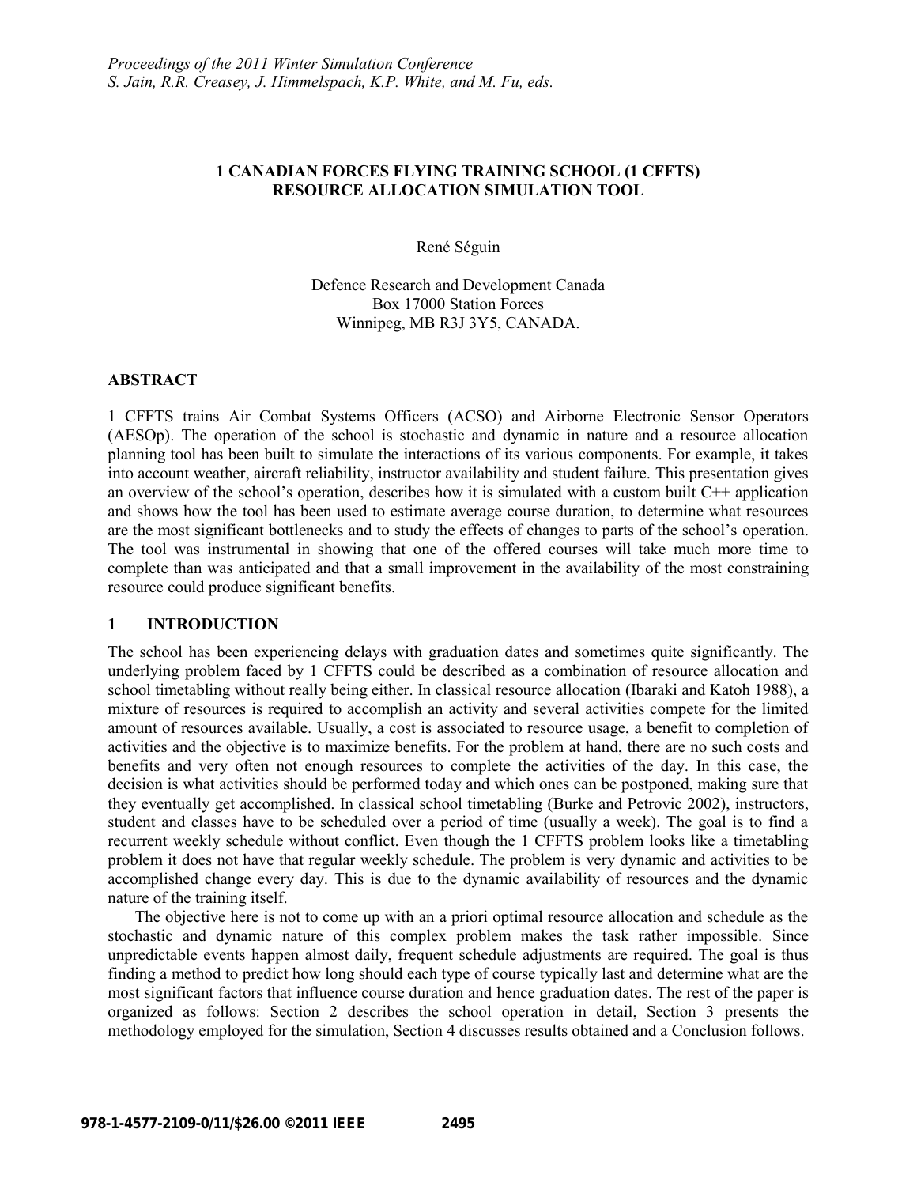*Proceedings of the 2011 Winter Simulation Conference*
*S. Jain, R.R. Creasey, J. Himmelspach, K.P. White, and M. Fu, eds.*

# 1 CANADIAN FORCES FLYING TRAINING SCHOOL (1 CFFTS) RESOURCE ALLOCATION SIMULATION TOOL

René Séguin

Defence Research and Development Canada
Box 17000 Station Forces
Winnipeg, MB R3J 3Y5, CANADA.

## ABSTRACT

1 CFFTS trains Air Combat Systems Officers (ACSO) and Airborne Electronic Sensor Operators (AESOp). The operation of the school is stochastic and dynamic in nature and a resource allocation planning tool has been built to simulate the interactions of its various components. For example, it takes into account weather, aircraft reliability, instructor availability and student failure. This presentation gives an overview of the school's operation, describes how it is simulated with a custom built C++ application and shows how the tool has been used to estimate average course duration, to determine what resources are the most significant bottlenecks and to study the effects of changes to parts of the school's operation. The tool was instrumental in showing that one of the offered courses will take much more time to complete than was anticipated and that a small improvement in the availability of the most constraining resource could produce significant benefits.

## 1 INTRODUCTION

The school has been experiencing delays with graduation dates and sometimes quite significantly. The underlying problem faced by 1 CFFTS could be described as a combination of resource allocation and school timetabling without really being either. In classical resource allocation (Ibaraki and Katoh 1988), a mixture of resources is required to accomplish an activity and several activities compete for the limited amount of resources available. Usually, a cost is associated to resource usage, a benefit to completion of activities and the objective is to maximize benefits. For the problem at hand, there are no such costs and benefits and very often not enough resources to complete the activities of the day. In this case, the decision is what activities should be performed today and which ones can be postponed, making sure that they eventually get accomplished. In classical school timetabling (Burke and Petrovic 2002), instructors, student and classes have to be scheduled over a period of time (usually a week). The goal is to find a recurrent weekly schedule without conflict. Even though the 1 CFFTS problem looks like a timetabling problem it does not have that regular weekly schedule. The problem is very dynamic and activities to be accomplished change every day. This is due to the dynamic availability of resources and the dynamic nature of the training itself.

The objective here is not to come up with an a priori optimal resource allocation and schedule as the stochastic and dynamic nature of this complex problem makes the task rather impossible. Since unpredictable events happen almost daily, frequent schedule adjustments are required. The goal is thus finding a method to predict how long should each type of course typically last and determine what are the most significant factors that influence course duration and hence graduation dates. The rest of the paper is organized as follows: Section 2 describes the school operation in detail, Section 3 presents the methodology employed for the simulation, Section 4 discusses results obtained and a Conclusion follows.

**978-1-4577-2109-0/11/$26.00 ©2011 IEEE**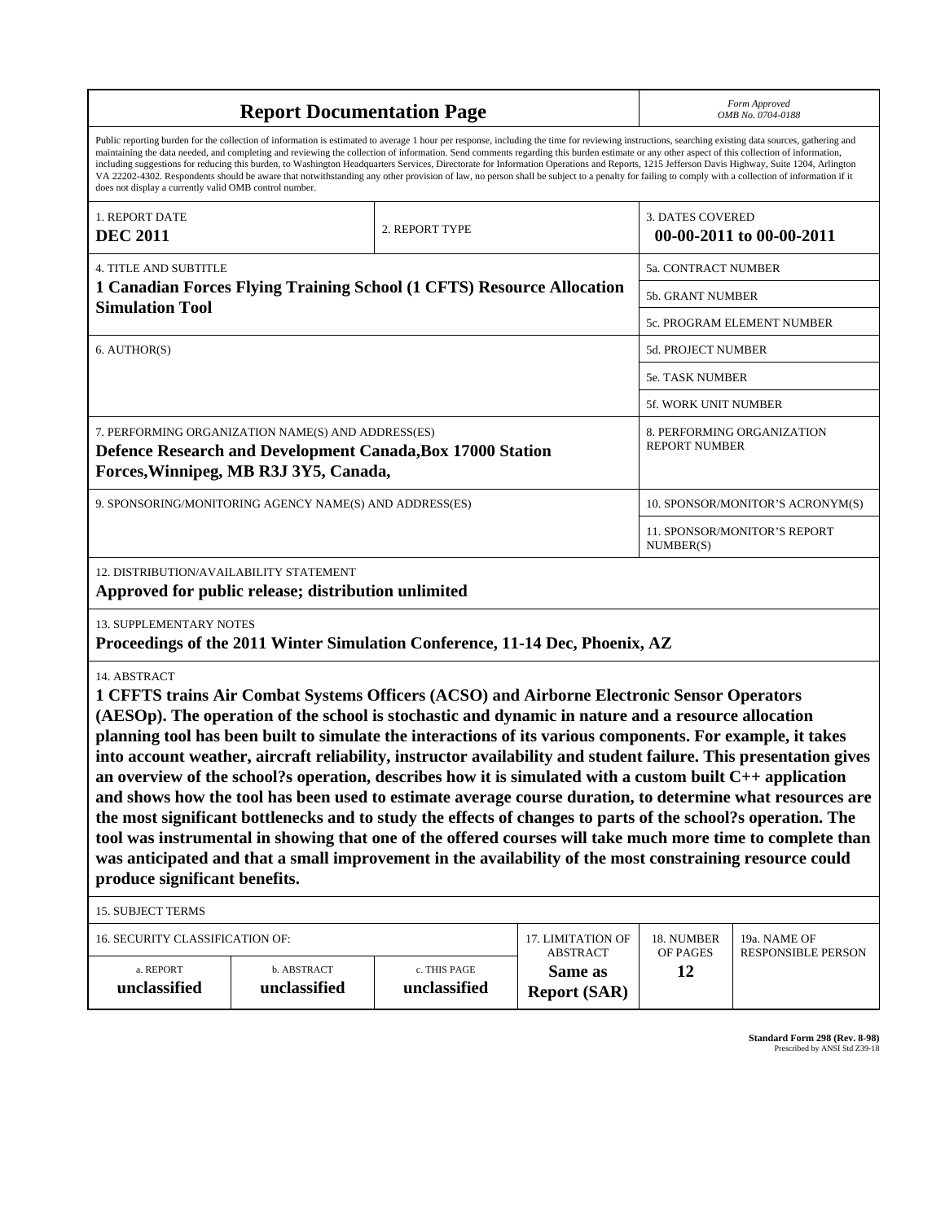# Report Documentation Page

*Form Approved*
*OMB No. 0704-0188*

Public reporting burden for the collection of information is estimated to average 1 hour per response, including the time for reviewing instructions, searching existing data sources, gathering and maintaining the data needed, and completing and reviewing the collection of information. Send comments regarding this burden estimate or any other aspect of this collection of information, including suggestions for reducing this burden, to Washington Headquarters Services, Directorate for Information Operations and Reports, 1215 Jefferson Davis Highway, Suite 1204, Arlington VA 22202-4302. Respondents should be aware that notwithstanding any other provision of law, no person shall be subject to a penalty for failing to comply with a collection of information if it does not display a currently valid OMB control number.

| 1. REPORT DATE | 2. REPORT TYPE | 3. DATES COVERED |
|---|---|---|
| **DEC 2011** | | **00-00-2011 to 00-00-2011** |

| 4. TITLE AND SUBTITLE | |
|---|---|
| **1 Canadian Forces Flying Training School (1 CFTS) Resource Allocation Simulation Tool** | 5a. CONTRACT NUMBER |
| | 5b. GRANT NUMBER |
| | 5c. PROGRAM ELEMENT NUMBER |
| 6. AUTHOR(S) | 5d. PROJECT NUMBER |
| | 5e. TASK NUMBER |
| | 5f. WORK UNIT NUMBER |
| 7. PERFORMING ORGANIZATION NAME(S) AND ADDRESS(ES) **Defence Research and Development Canada,Box 17000 Station Forces,Winnipeg, MB R3J 3Y5, Canada,** | 8. PERFORMING ORGANIZATION REPORT NUMBER |
| 9. SPONSORING/MONITORING AGENCY NAME(S) AND ADDRESS(ES) | 10. SPONSOR/MONITOR'S ACRONYM(S) |
| | 11. SPONSOR/MONITOR'S REPORT NUMBER(S) |

12. DISTRIBUTION/AVAILABILITY STATEMENT
**Approved for public release; distribution unlimited**

13. SUPPLEMENTARY NOTES
**Proceedings of the 2011 Winter Simulation Conference, 11-14 Dec, Phoenix, AZ**

14. ABSTRACT
**1 CFFTS trains Air Combat Systems Officers (ACSO) and Airborne Electronic Sensor Operators (AESOp). The operation of the school is stochastic and dynamic in nature and a resource allocation planning tool has been built to simulate the interactions of its various components. For example, it takes into account weather, aircraft reliability, instructor availability and student failure. This presentation gives an overview of the school?s operation, describes how it is simulated with a custom built C++ application and shows how the tool has been used to estimate average course duration, to determine what resources are the most significant bottlenecks and to study the effects of changes to parts of the school?s operation. The tool was instrumental in showing that one of the offered courses will take much more time to complete than was anticipated and that a small improvement in the availability of the most constraining resource could produce significant benefits.**

15. SUBJECT TERMS

| 16. SECURITY CLASSIFICATION OF: | | | 17. LIMITATION OF ABSTRACT | 18. NUMBER OF PAGES | 19a. NAME OF RESPONSIBLE PERSON |
|---|---|---|---|---|---|
| a. REPORT | b. ABSTRACT | c. THIS PAGE | | | |
| **unclassified** | **unclassified** | **unclassified** | **Same as Report (SAR)** | **12** | |

**Standard Form 298 (Rev. 8-98)**
Prescribed by ANSI Std Z39-18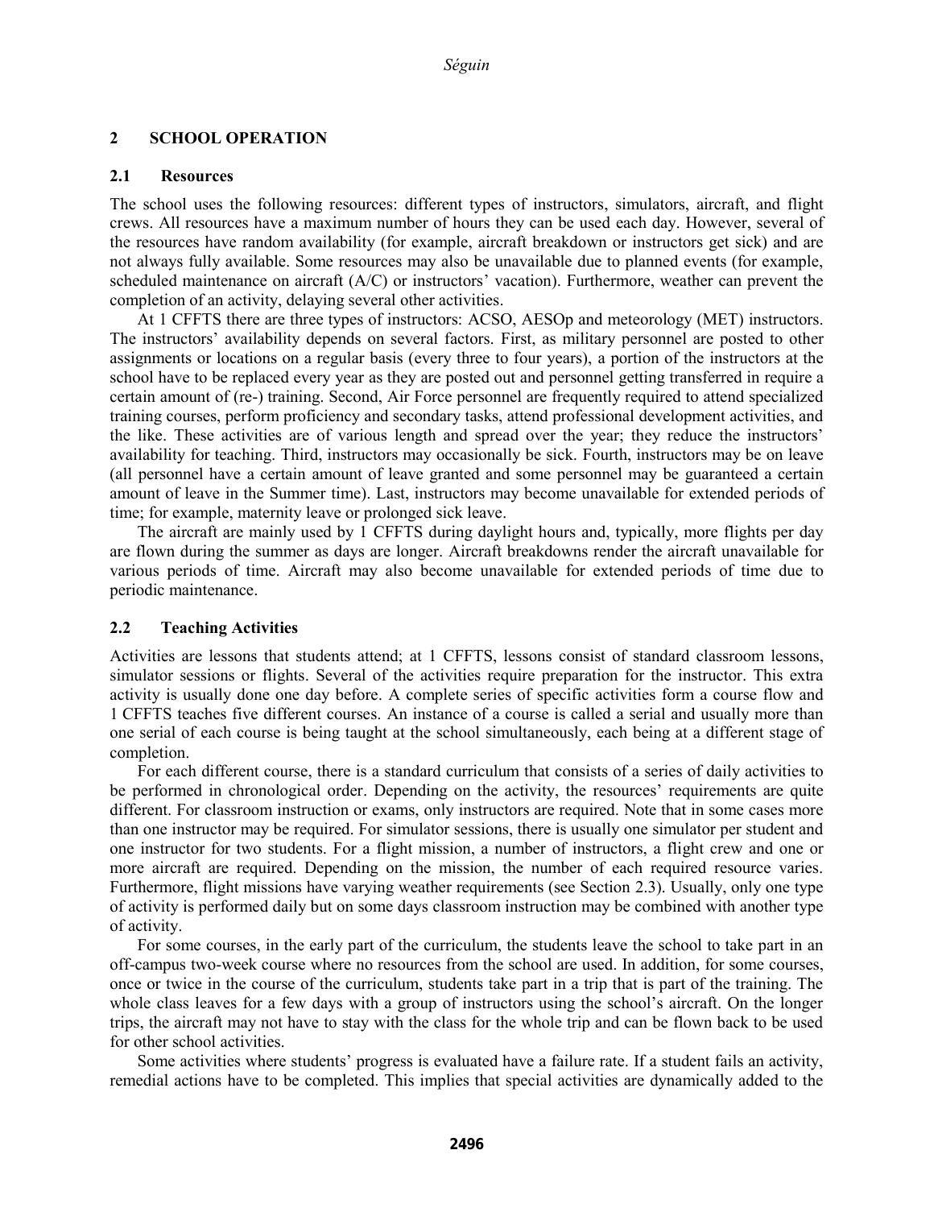## 2 SCHOOL OPERATION

### 2.1 Resources

The school uses the following resources: different types of instructors, simulators, aircraft, and flight crews. All resources have a maximum number of hours they can be used each day. However, several of the resources have random availability (for example, aircraft breakdown or instructors get sick) and are not always fully available. Some resources may also be unavailable due to planned events (for example, scheduled maintenance on aircraft (A/C) or instructors' vacation). Furthermore, weather can prevent the completion of an activity, delaying several other activities.

At 1 CFFTS there are three types of instructors: ACSO, AESOp and meteorology (MET) instructors. The instructors' availability depends on several factors. First, as military personnel are posted to other assignments or locations on a regular basis (every three to four years), a portion of the instructors at the school have to be replaced every year as they are posted out and personnel getting transferred in require a certain amount of (re-) training. Second, Air Force personnel are frequently required to attend specialized training courses, perform proficiency and secondary tasks, attend professional development activities, and the like. These activities are of various length and spread over the year; they reduce the instructors' availability for teaching. Third, instructors may occasionally be sick. Fourth, instructors may be on leave (all personnel have a certain amount of leave granted and some personnel may be guaranteed a certain amount of leave in the Summer time). Last, instructors may become unavailable for extended periods of time; for example, maternity leave or prolonged sick leave.

The aircraft are mainly used by 1 CFFTS during daylight hours and, typically, more flights per day are flown during the summer as days are longer. Aircraft breakdowns render the aircraft unavailable for various periods of time. Aircraft may also become unavailable for extended periods of time due to periodic maintenance.

### 2.2 Teaching Activities

Activities are lessons that students attend; at 1 CFFTS, lessons consist of standard classroom lessons, simulator sessions or flights. Several of the activities require preparation for the instructor. This extra activity is usually done one day before. A complete series of specific activities form a course flow and 1 CFFTS teaches five different courses. An instance of a course is called a serial and usually more than one serial of each course is being taught at the school simultaneously, each being at a different stage of completion.

For each different course, there is a standard curriculum that consists of a series of daily activities to be performed in chronological order. Depending on the activity, the resources' requirements are quite different. For classroom instruction or exams, only instructors are required. Note that in some cases more than one instructor may be required. For simulator sessions, there is usually one simulator per student and one instructor for two students. For a flight mission, a number of instructors, a flight crew and one or more aircraft are required. Depending on the mission, the number of each required resource varies. Furthermore, flight missions have varying weather requirements (see Section 2.3). Usually, only one type of activity is performed daily but on some days classroom instruction may be combined with another type of activity.

For some courses, in the early part of the curriculum, the students leave the school to take part in an off-campus two-week course where no resources from the school are used. In addition, for some courses, once or twice in the course of the curriculum, students take part in a trip that is part of the training. The whole class leaves for a few days with a group of instructors using the school's aircraft. On the longer trips, the aircraft may not have to stay with the class for the whole trip and can be flown back to be used for other school activities.

Some activities where students' progress is evaluated have a failure rate. If a student fails an activity, remedial actions have to be completed. This implies that special activities are dynamically added to the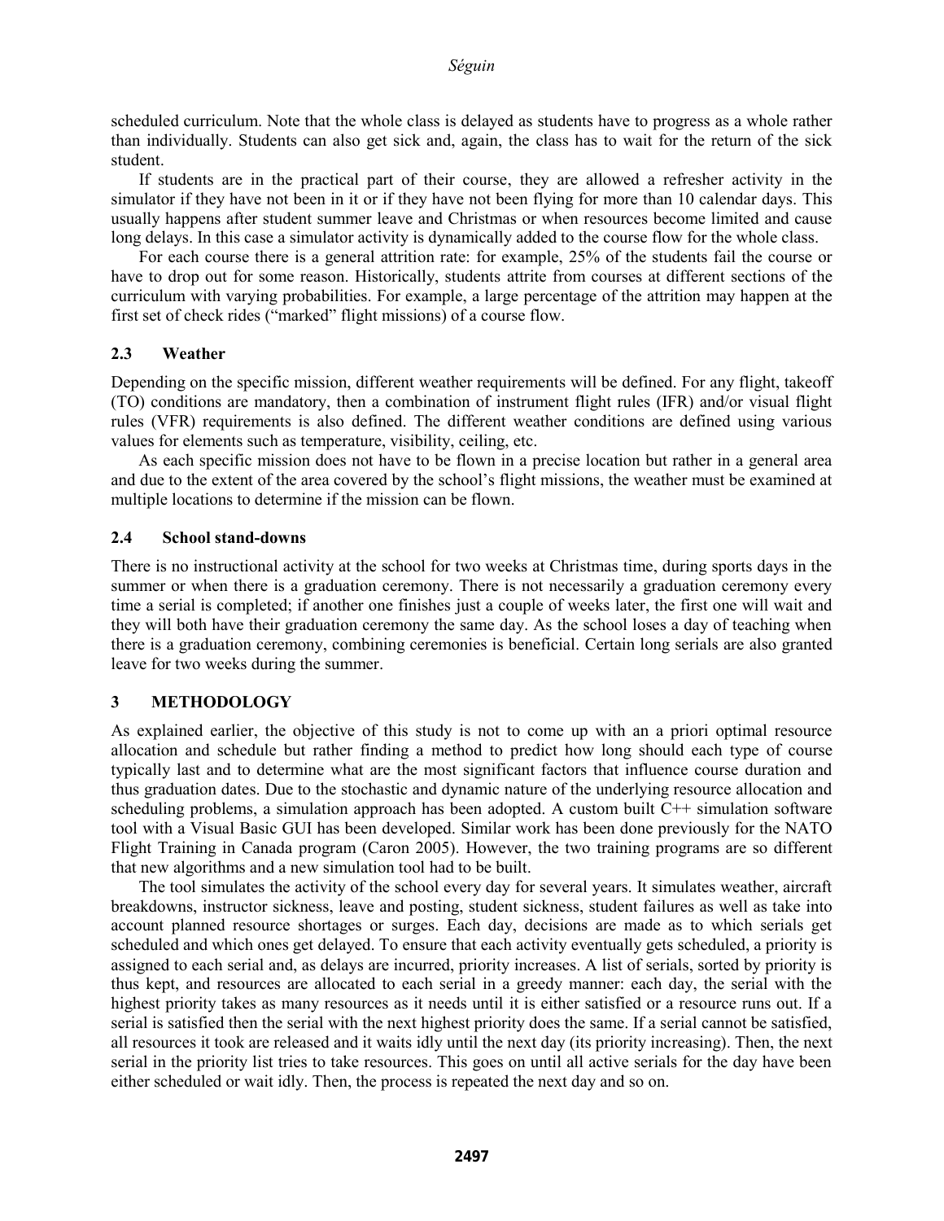scheduled curriculum. Note that the whole class is delayed as students have to progress as a whole rather than individually. Students can also get sick and, again, the class has to wait for the return of the sick student.

If students are in the practical part of their course, they are allowed a refresher activity in the simulator if they have not been in it or if they have not been flying for more than 10 calendar days. This usually happens after student summer leave and Christmas or when resources become limited and cause long delays. In this case a simulator activity is dynamically added to the course flow for the whole class.

For each course there is a general attrition rate: for example, 25% of the students fail the course or have to drop out for some reason. Historically, students attrite from courses at different sections of the curriculum with varying probabilities. For example, a large percentage of the attrition may happen at the first set of check rides ("marked" flight missions) of a course flow.

### 2.3 Weather

Depending on the specific mission, different weather requirements will be defined. For any flight, takeoff (TO) conditions are mandatory, then a combination of instrument flight rules (IFR) and/or visual flight rules (VFR) requirements is also defined. The different weather conditions are defined using various values for elements such as temperature, visibility, ceiling, etc.

As each specific mission does not have to be flown in a precise location but rather in a general area and due to the extent of the area covered by the school's flight missions, the weather must be examined at multiple locations to determine if the mission can be flown.

### 2.4 School stand-downs

There is no instructional activity at the school for two weeks at Christmas time, during sports days in the summer or when there is a graduation ceremony. There is not necessarily a graduation ceremony every time a serial is completed; if another one finishes just a couple of weeks later, the first one will wait and they will both have their graduation ceremony the same day. As the school loses a day of teaching when there is a graduation ceremony, combining ceremonies is beneficial. Certain long serials are also granted leave for two weeks during the summer.

## 3 METHODOLOGY

As explained earlier, the objective of this study is not to come up with an a priori optimal resource allocation and schedule but rather finding a method to predict how long should each type of course typically last and to determine what are the most significant factors that influence course duration and thus graduation dates. Due to the stochastic and dynamic nature of the underlying resource allocation and scheduling problems, a simulation approach has been adopted. A custom built C++ simulation software tool with a Visual Basic GUI has been developed. Similar work has been done previously for the NATO Flight Training in Canada program (Caron 2005). However, the two training programs are so different that new algorithms and a new simulation tool had to be built.

The tool simulates the activity of the school every day for several years. It simulates weather, aircraft breakdowns, instructor sickness, leave and posting, student sickness, student failures as well as take into account planned resource shortages or surges. Each day, decisions are made as to which serials get scheduled and which ones get delayed. To ensure that each activity eventually gets scheduled, a priority is assigned to each serial and, as delays are incurred, priority increases. A list of serials, sorted by priority is thus kept, and resources are allocated to each serial in a greedy manner: each day, the serial with the highest priority takes as many resources as it needs until it is either satisfied or a resource runs out. If a serial is satisfied then the serial with the next highest priority does the same. If a serial cannot be satisfied, all resources it took are released and it waits idly until the next day (its priority increasing). Then, the next serial in the priority list tries to take resources. This goes on until all active serials for the day have been either scheduled or wait idly. Then, the process is repeated the next day and so on.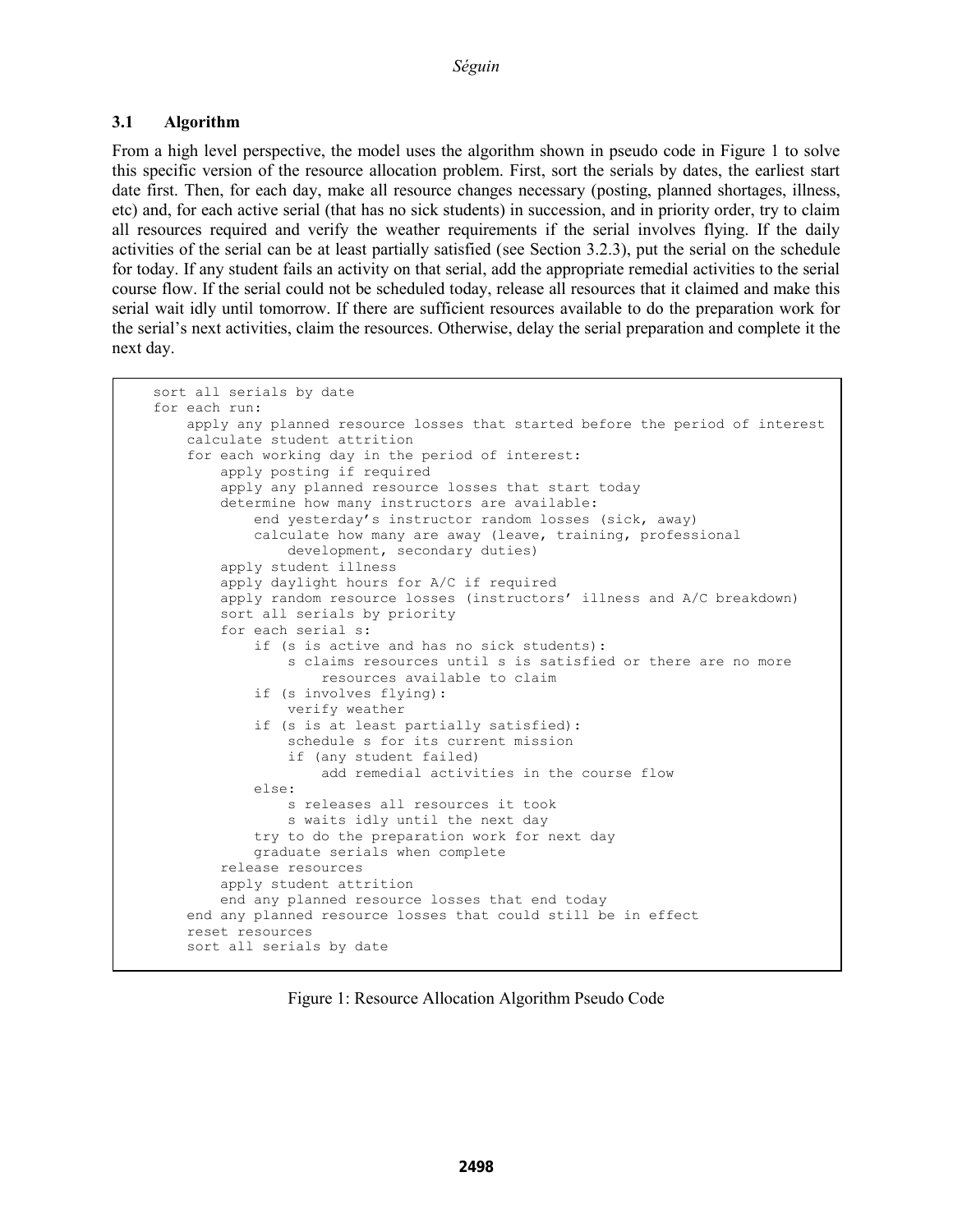### 3.1 Algorithm

From a high level perspective, the model uses the algorithm shown in pseudo code in Figure 1 to solve this specific version of the resource allocation problem. First, sort the serials by dates, the earliest start date first. Then, for each day, make all resource changes necessary (posting, planned shortages, illness, etc) and, for each active serial (that has no sick students) in succession, and in priority order, try to claim all resources required and verify the weather requirements if the serial involves flying. If the daily activities of the serial can be at least partially satisfied (see Section 3.2.3), put the serial on the schedule for today. If any student fails an activity on that serial, add the appropriate remedial activities to the serial course flow. If the serial could not be scheduled today, release all resources that it claimed and make this serial wait idly until tomorrow. If there are sufficient resources available to do the preparation work for the serial's next activities, claim the resources. Otherwise, delay the serial preparation and complete it the next day.

```
sort all serials by date
for each run:
    apply any planned resource losses that started before the period of interest
    calculate student attrition
    for each working day in the period of interest:
        apply posting if required
        apply any planned resource losses that start today
        determine how many instructors are available:
            end yesterday's instructor random losses (sick, away)
            calculate how many are away (leave, training, professional
                development, secondary duties)
        apply student illness
        apply daylight hours for A/C if required
        apply random resource losses (instructors' illness and A/C breakdown)
        sort all serials by priority
        for each serial s:
            if (s is active and has no sick students):
                s claims resources until s is satisfied or there are no more
                    resources available to claim
            if (s involves flying):
                verify weather
            if (s is at least partially satisfied):
                schedule s for its current mission
                if (any student failed)
                    add remedial activities in the course flow
            else:
                s releases all resources it took
                s waits idly until the next day
            try to do the preparation work for next day
            graduate serials when complete
        release resources
        apply student attrition
        end any planned resource losses that end today
    end any planned resource losses that could still be in effect
    reset resources
    sort all serials by date
```

Figure 1: Resource Allocation Algorithm Pseudo Code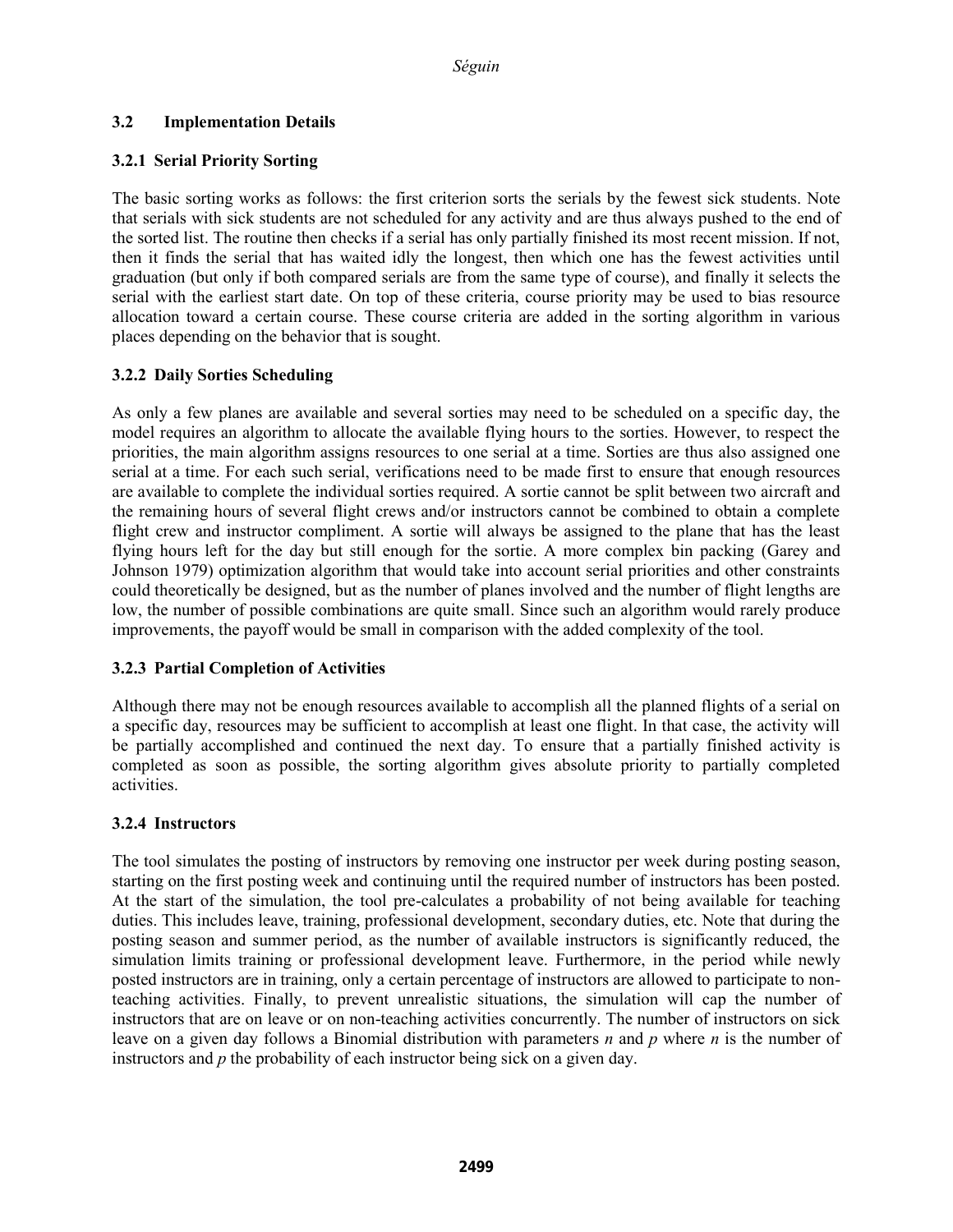### 3.2 Implementation Details

#### 3.2.1 Serial Priority Sorting

The basic sorting works as follows: the first criterion sorts the serials by the fewest sick students. Note that serials with sick students are not scheduled for any activity and are thus always pushed to the end of the sorted list. The routine then checks if a serial has only partially finished its most recent mission. If not, then it finds the serial that has waited idly the longest, then which one has the fewest activities until graduation (but only if both compared serials are from the same type of course), and finally it selects the serial with the earliest start date. On top of these criteria, course priority may be used to bias resource allocation toward a certain course. These course criteria are added in the sorting algorithm in various places depending on the behavior that is sought.

#### 3.2.2 Daily Sorties Scheduling

As only a few planes are available and several sorties may need to be scheduled on a specific day, the model requires an algorithm to allocate the available flying hours to the sorties. However, to respect the priorities, the main algorithm assigns resources to one serial at a time. Sorties are thus also assigned one serial at a time. For each such serial, verifications need to be made first to ensure that enough resources are available to complete the individual sorties required. A sortie cannot be split between two aircraft and the remaining hours of several flight crews and/or instructors cannot be combined to obtain a complete flight crew and instructor compliment. A sortie will always be assigned to the plane that has the least flying hours left for the day but still enough for the sortie. A more complex bin packing (Garey and Johnson 1979) optimization algorithm that would take into account serial priorities and other constraints could theoretically be designed, but as the number of planes involved and the number of flight lengths are low, the number of possible combinations are quite small. Since such an algorithm would rarely produce improvements, the payoff would be small in comparison with the added complexity of the tool.

#### 3.2.3 Partial Completion of Activities

Although there may not be enough resources available to accomplish all the planned flights of a serial on a specific day, resources may be sufficient to accomplish at least one flight. In that case, the activity will be partially accomplished and continued the next day. To ensure that a partially finished activity is completed as soon as possible, the sorting algorithm gives absolute priority to partially completed activities.

#### 3.2.4 Instructors

The tool simulates the posting of instructors by removing one instructor per week during posting season, starting on the first posting week and continuing until the required number of instructors has been posted. At the start of the simulation, the tool pre-calculates a probability of not being available for teaching duties. This includes leave, training, professional development, secondary duties, etc. Note that during the posting season and summer period, as the number of available instructors is significantly reduced, the simulation limits training or professional development leave. Furthermore, in the period while newly posted instructors are in training, only a certain percentage of instructors are allowed to participate to non-teaching activities. Finally, to prevent unrealistic situations, the simulation will cap the number of instructors that are on leave or on non-teaching activities concurrently. The number of instructors on sick leave on a given day follows a Binomial distribution with parameters $n$ and $p$ where $n$ is the number of instructors and $p$ the probability of each instructor being sick on a given day.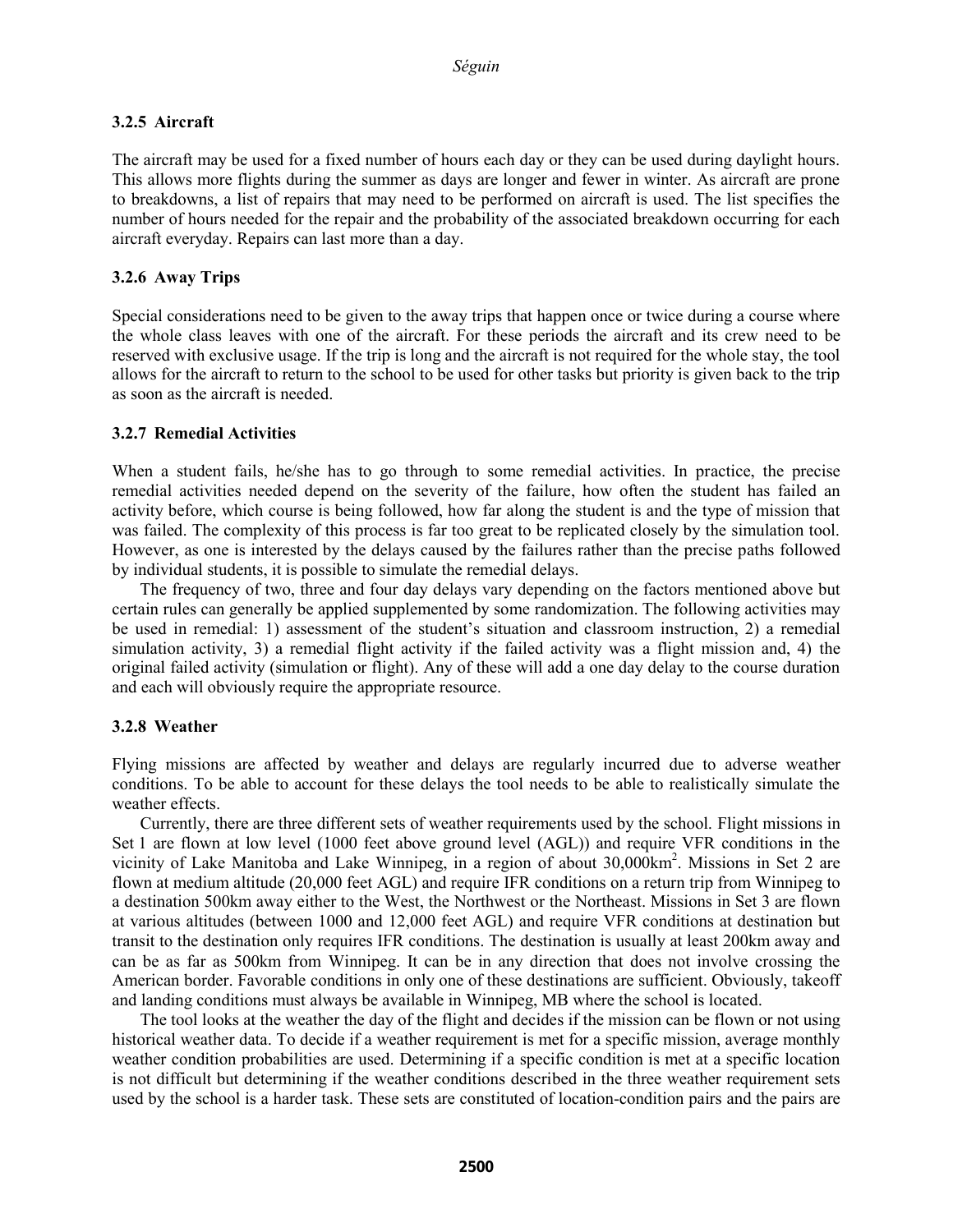### 3.2.5 Aircraft

The aircraft may be used for a fixed number of hours each day or they can be used during daylight hours. This allows more flights during the summer as days are longer and fewer in winter. As aircraft are prone to breakdowns, a list of repairs that may need to be performed on aircraft is used. The list specifies the number of hours needed for the repair and the probability of the associated breakdown occurring for each aircraft everyday. Repairs can last more than a day.

### 3.2.6 Away Trips

Special considerations need to be given to the away trips that happen once or twice during a course where the whole class leaves with one of the aircraft. For these periods the aircraft and its crew need to be reserved with exclusive usage. If the trip is long and the aircraft is not required for the whole stay, the tool allows for the aircraft to return to the school to be used for other tasks but priority is given back to the trip as soon as the aircraft is needed.

### 3.2.7 Remedial Activities

When a student fails, he/she has to go through to some remedial activities. In practice, the precise remedial activities needed depend on the severity of the failure, how often the student has failed an activity before, which course is being followed, how far along the student is and the type of mission that was failed. The complexity of this process is far too great to be replicated closely by the simulation tool. However, as one is interested by the delays caused by the failures rather than the precise paths followed by individual students, it is possible to simulate the remedial delays.

The frequency of two, three and four day delays vary depending on the factors mentioned above but certain rules can generally be applied supplemented by some randomization. The following activities may be used in remedial: 1) assessment of the student's situation and classroom instruction, 2) a remedial simulation activity, 3) a remedial flight activity if the failed activity was a flight mission and, 4) the original failed activity (simulation or flight). Any of these will add a one day delay to the course duration and each will obviously require the appropriate resource.

### 3.2.8 Weather

Flying missions are affected by weather and delays are regularly incurred due to adverse weather conditions. To be able to account for these delays the tool needs to be able to realistically simulate the weather effects.

Currently, there are three different sets of weather requirements used by the school. Flight missions in Set 1 are flown at low level (1000 feet above ground level (AGL)) and require VFR conditions in the vicinity of Lake Manitoba and Lake Winnipeg, in a region of about 30,000km$^2$. Missions in Set 2 are flown at medium altitude (20,000 feet AGL) and require IFR conditions on a return trip from Winnipeg to a destination 500km away either to the West, the Northwest or the Northeast. Missions in Set 3 are flown at various altitudes (between 1000 and 12,000 feet AGL) and require VFR conditions at destination but transit to the destination only requires IFR conditions. The destination is usually at least 200km away and can be as far as 500km from Winnipeg. It can be in any direction that does not involve crossing the American border. Favorable conditions in only one of these destinations are sufficient. Obviously, takeoff and landing conditions must always be available in Winnipeg, MB where the school is located.

The tool looks at the weather the day of the flight and decides if the mission can be flown or not using historical weather data. To decide if a weather requirement is met for a specific mission, average monthly weather condition probabilities are used. Determining if a specific condition is met at a specific location is not difficult but determining if the weather conditions described in the three weather requirement sets used by the school is a harder task. These sets are constituted of location-condition pairs and the pairs are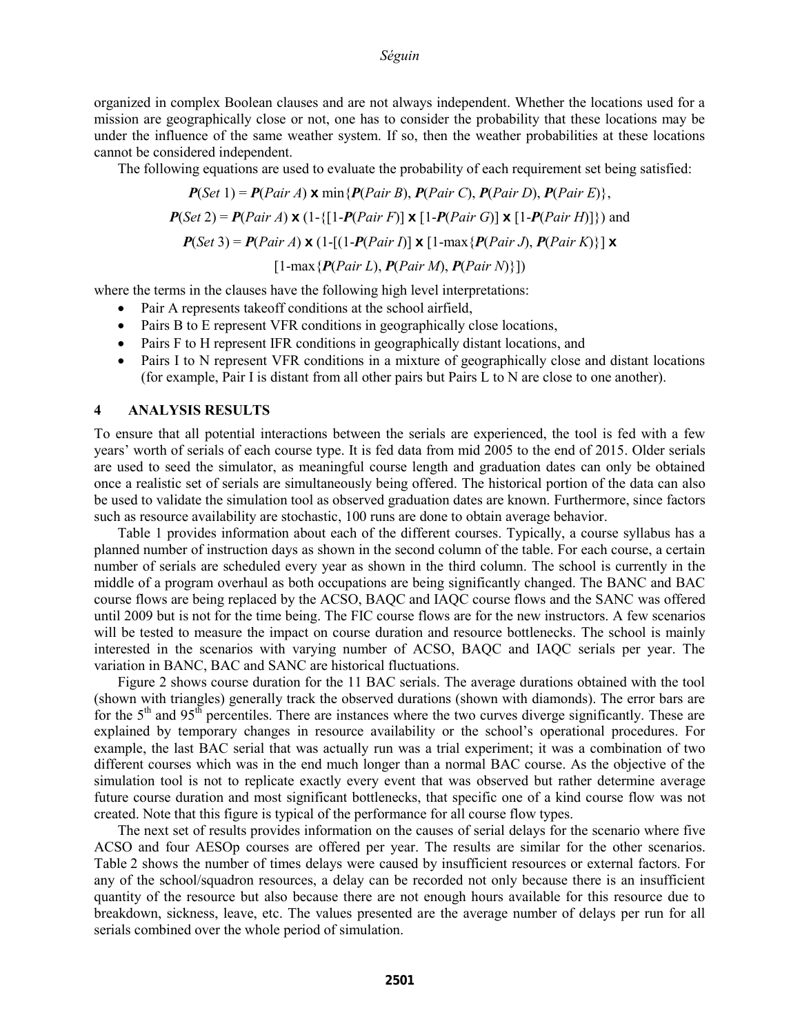organized in complex Boolean clauses and are not always independent. Whether the locations used for a mission are geographically close or not, one has to consider the probability that these locations may be under the influence of the same weather system. If so, then the weather probabilities at these locations cannot be considered independent.

The following equations are used to evaluate the probability of each requirement set being satisfied:

$$\boldsymbol{P}(Set\ 1) = \boldsymbol{P}(Pair\ A) \times \min\{\boldsymbol{P}(Pair\ B), \boldsymbol{P}(Pair\ C), \boldsymbol{P}(Pair\ D), \boldsymbol{P}(Pair\ E)\},$$

$$\boldsymbol{P}(Set\ 2) = \boldsymbol{P}(Pair\ A) \times (1\text{-}\{[1\text{-}\boldsymbol{P}(Pair\ F)] \times [1\text{-}\boldsymbol{P}(Pair\ G)] \times [1\text{-}\boldsymbol{P}(Pair\ H)]\}) \text{ and}$$

$$\boldsymbol{P}(Set\ 3) = \boldsymbol{P}(Pair\ A) \times (1\text{-}[(1\text{-}\boldsymbol{P}(Pair\ I)] \times [1\text{-}\max\{\boldsymbol{P}(Pair\ J), \boldsymbol{P}(Pair\ K)\}] \times [1\text{-}\max\{\boldsymbol{P}(Pair\ L), \boldsymbol{P}(Pair\ M), \boldsymbol{P}(Pair\ N)\}])$$

where the terms in the clauses have the following high level interpretations:

- Pair A represents takeoff conditions at the school airfield,
- Pairs B to E represent VFR conditions in geographically close locations,
- Pairs F to H represent IFR conditions in geographically distant locations, and
- Pairs I to N represent VFR conditions in a mixture of geographically close and distant locations (for example, Pair I is distant from all other pairs but Pairs L to N are close to one another).

## 4 ANALYSIS RESULTS

To ensure that all potential interactions between the serials are experienced, the tool is fed with a few years' worth of serials of each course type. It is fed data from mid 2005 to the end of 2015. Older serials are used to seed the simulator, as meaningful course length and graduation dates can only be obtained once a realistic set of serials are simultaneously being offered. The historical portion of the data can also be used to validate the simulation tool as observed graduation dates are known. Furthermore, since factors such as resource availability are stochastic, 100 runs are done to obtain average behavior.

Table 1 provides information about each of the different courses. Typically, a course syllabus has a planned number of instruction days as shown in the second column of the table. For each course, a certain number of serials are scheduled every year as shown in the third column. The school is currently in the middle of a program overhaul as both occupations are being significantly changed. The BANC and BAC course flows are being replaced by the ACSO, BAQC and IAQC course flows and the SANC was offered until 2009 but is not for the time being. The FIC course flows are for the new instructors. A few scenarios will be tested to measure the impact on course duration and resource bottlenecks. The school is mainly interested in the scenarios with varying number of ACSO, BAQC and IAQC serials per year. The variation in BANC, BAC and SANC are historical fluctuations.

Figure 2 shows course duration for the 11 BAC serials. The average durations obtained with the tool (shown with triangles) generally track the observed durations (shown with diamonds). The error bars are for the 5[th] and 95[th] percentiles. There are instances where the two curves diverge significantly. These are explained by temporary changes in resource availability or the school's operational procedures. For example, the last BAC serial that was actually run was a trial experiment; it was a combination of two different courses which was in the end much longer than a normal BAC course. As the objective of the simulation tool is not to replicate exactly every event that was observed but rather determine average future course duration and most significant bottlenecks, that specific one of a kind course flow was not created. Note that this figure is typical of the performance for all course flow types.

The next set of results provides information on the causes of serial delays for the scenario where five ACSO and four AESOp courses are offered per year. The results are similar for the other scenarios. Table 2 shows the number of times delays were caused by insufficient resources or external factors. For any of the school/squadron resources, a delay can be recorded not only because there is an insufficient quantity of the resource but also because there are not enough hours available for this resource due to breakdown, sickness, leave, etc. The values presented are the average number of delays per run for all serials combined over the whole period of simulation.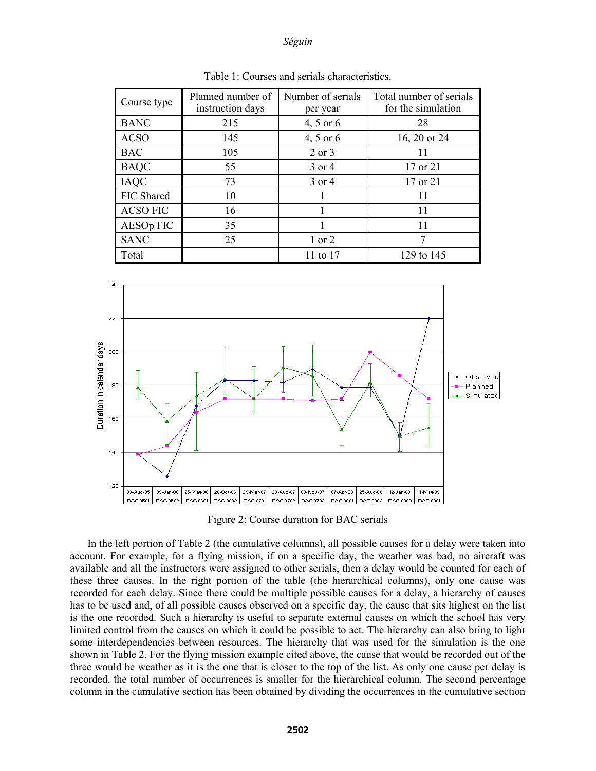Table 1: Courses and serials characteristics.

| Course type | Planned number of instruction days | Number of serials per year | Total number of serials for the simulation |
|---|---|---|---|
| BANC | 215 | 4, 5 or 6 | 28 |
| ACSO | 145 | 4, 5 or 6 | 16, 20 or 24 |
| BAC | 105 | 2 or 3 | 11 |
| BAQC | 55 | 3 or 4 | 17 or 21 |
| IAQC | 73 | 3 or 4 | 17 or 21 |
| FIC Shared | 10 | 1 | 11 |
| ACSO FIC | 16 | 1 | 11 |
| AESOp FIC | 35 | 1 | 11 |
| SANC | 25 | 1 or 2 | 7 |
| Total | | 11 to 17 | 129 to 145 |

Figure 2: Course duration for BAC serials

In the left portion of Table 2 (the cumulative columns), all possible causes for a delay were taken into account. For example, for a flying mission, if on a specific day, the weather was bad, no aircraft was available and all the instructors were assigned to other serials, then a delay would be counted for each of these three causes. In the right portion of the table (the hierarchical columns), only one cause was recorded for each delay. Since there could be multiple possible causes for a delay, a hierarchy of causes has to be used and, of all possible causes observed on a specific day, the cause that sits highest on the list is the one recorded. Such a hierarchy is useful to separate external causes on which the school has very limited control from the causes on which it could be possible to act. The hierarchy can also bring to light some interdependencies between resources. The hierarchy that was used for the simulation is the one shown in Table 2. For the flying mission example cited above, the cause that would be recorded out of the three would be weather as it is the one that is closer to the top of the list. As only one cause per delay is recorded, the total number of occurrences is smaller for the hierarchical column. The second percentage column in the cumulative section has been obtained by dividing the occurrences in the cumulative section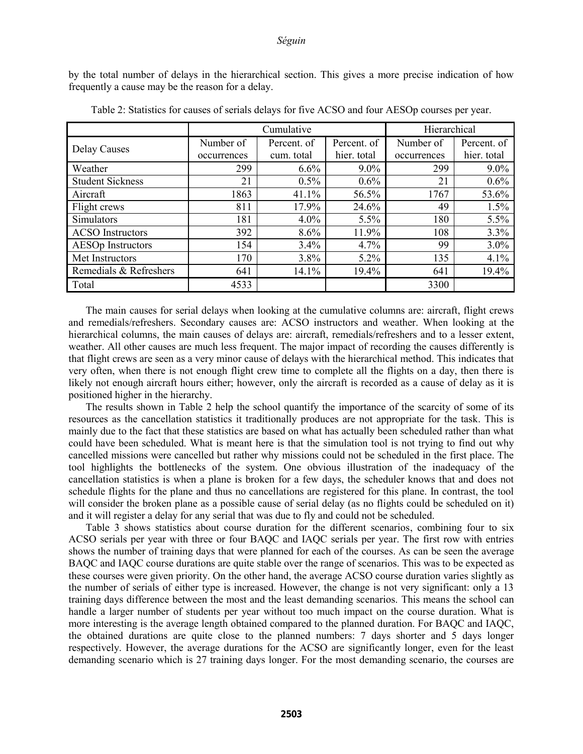by the total number of delays in the hierarchical section. This gives a more precise indication of how frequently a cause may be the reason for a delay.

Table 2: Statistics for causes of serials delays for five ACSO and four AESOp courses per year.

| | Cumulative | | | Hierarchical | |
|---|---|---|---|---|---|
| Delay Causes | Number of occurrences | Percent. of cum. total | Percent. of hier. total | Number of occurrences | Percent. of hier. total |
| Weather | 299 | 6.6% | 9.0% | 299 | 9.0% |
| Student Sickness | 21 | 0.5% | 0.6% | 21 | 0.6% |
| Aircraft | 1863 | 41.1% | 56.5% | 1767 | 53.6% |
| Flight crews | 811 | 17.9% | 24.6% | 49 | 1.5% |
| Simulators | 181 | 4.0% | 5.5% | 180 | 5.5% |
| ACSO Instructors | 392 | 8.6% | 11.9% | 108 | 3.3% |
| AESOp Instructors | 154 | 3.4% | 4.7% | 99 | 3.0% |
| Met Instructors | 170 | 3.8% | 5.2% | 135 | 4.1% |
| Remedials & Refreshers | 641 | 14.1% | 19.4% | 641 | 19.4% |
| Total | 4533 | | | 3300 | |

The main causes for serial delays when looking at the cumulative columns are: aircraft, flight crews and remedials/refreshers. Secondary causes are: ACSO instructors and weather. When looking at the hierarchical columns, the main causes of delays are: aircraft, remedials/refreshers and to a lesser extent, weather. All other causes are much less frequent. The major impact of recording the causes differently is that flight crews are seen as a very minor cause of delays with the hierarchical method. This indicates that very often, when there is not enough flight crew time to complete all the flights on a day, then there is likely not enough aircraft hours either; however, only the aircraft is recorded as a cause of delay as it is positioned higher in the hierarchy.

The results shown in Table 2 help the school quantify the importance of the scarcity of some of its resources as the cancellation statistics it traditionally produces are not appropriate for the task. This is mainly due to the fact that these statistics are based on what has actually been scheduled rather than what could have been scheduled. What is meant here is that the simulation tool is not trying to find out why cancelled missions were cancelled but rather why missions could not be scheduled in the first place. The tool highlights the bottlenecks of the system. One obvious illustration of the inadequacy of the cancellation statistics is when a plane is broken for a few days, the scheduler knows that and does not schedule flights for the plane and thus no cancellations are registered for this plane. In contrast, the tool will consider the broken plane as a possible cause of serial delay (as no flights could be scheduled on it) and it will register a delay for any serial that was due to fly and could not be scheduled.

Table 3 shows statistics about course duration for the different scenarios, combining four to six ACSO serials per year with three or four BAQC and IAQC serials per year. The first row with entries shows the number of training days that were planned for each of the courses. As can be seen the average BAQC and IAQC course durations are quite stable over the range of scenarios. This was to be expected as these courses were given priority. On the other hand, the average ACSO course duration varies slightly as the number of serials of either type is increased. However, the change is not very significant: only a 13 training days difference between the most and the least demanding scenarios. This means the school can handle a larger number of students per year without too much impact on the course duration. What is more interesting is the average length obtained compared to the planned duration. For BAQC and IAQC, the obtained durations are quite close to the planned numbers: 7 days shorter and 5 days longer respectively. However, the average durations for the ACSO are significantly longer, even for the least demanding scenario which is 27 training days longer. For the most demanding scenario, the courses are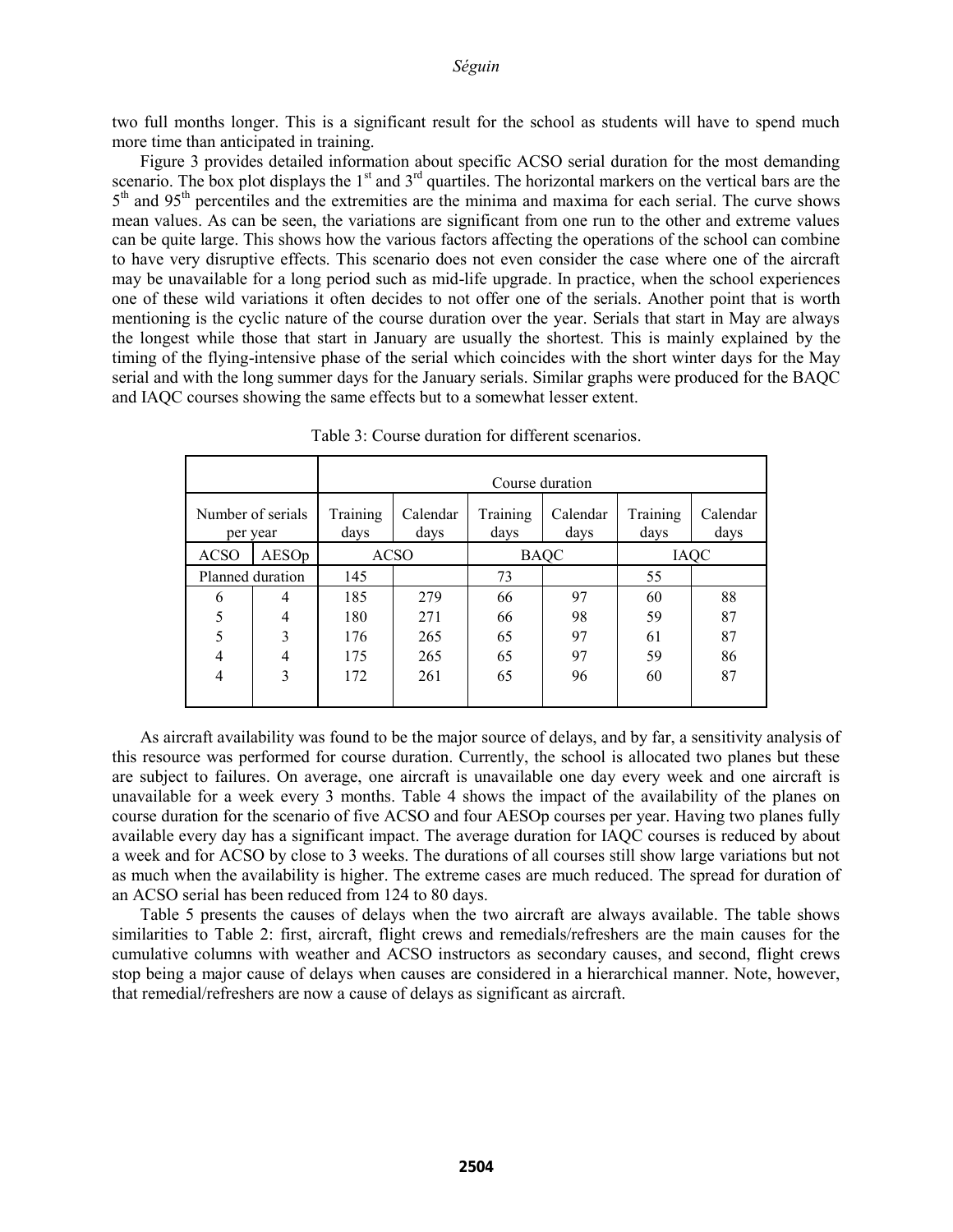two full months longer. This is a significant result for the school as students will have to spend much more time than anticipated in training.

Figure 3 provides detailed information about specific ACSO serial duration for the most demanding scenario. The box plot displays the 1st and 3rd quartiles. The horizontal markers on the vertical bars are the 5th and 95th percentiles and the extremities are the minima and maxima for each serial. The curve shows mean values. As can be seen, the variations are significant from one run to the other and extreme values can be quite large. This shows how the various factors affecting the operations of the school can combine to have very disruptive effects. This scenario does not even consider the case where one of the aircraft may be unavailable for a long period such as mid-life upgrade. In practice, when the school experiences one of these wild variations it often decides to not offer one of the serials. Another point that is worth mentioning is the cyclic nature of the course duration over the year. Serials that start in May are always the longest while those that start in January are usually the shortest. This is mainly explained by the timing of the flying-intensive phase of the serial which coincides with the short winter days for the May serial and with the long summer days for the January serials. Similar graphs were produced for the BAQC and IAQC courses showing the same effects but to a somewhat lesser extent.

Table 3: Course duration for different scenarios.

| | | Course duration | | | | | |
|---|---|---|---|---|---|---|---|
| Number of serials per year | | Training days | Calendar days | Training days | Calendar days | Training days | Calendar days |
| ACSO | AESOp | ACSO | | BAQC | | IAQC | |
| Planned duration | | 145 | | 73 | | 55 | |
| 6 | 4 | 185 | 279 | 66 | 97 | 60 | 88 |
| 5 | 4 | 180 | 271 | 66 | 98 | 59 | 87 |
| 5 | 3 | 176 | 265 | 65 | 97 | 61 | 87 |
| 4 | 4 | 175 | 265 | 65 | 97 | 59 | 86 |
| 4 | 3 | 172 | 261 | 65 | 96 | 60 | 87 |

As aircraft availability was found to be the major source of delays, and by far, a sensitivity analysis of this resource was performed for course duration. Currently, the school is allocated two planes but these are subject to failures. On average, one aircraft is unavailable one day every week and one aircraft is unavailable for a week every 3 months. Table 4 shows the impact of the availability of the planes on course duration for the scenario of five ACSO and four AESOp courses per year. Having two planes fully available every day has a significant impact. The average duration for IAQC courses is reduced by about a week and for ACSO by close to 3 weeks. The durations of all courses still show large variations but not as much when the availability is higher. The extreme cases are much reduced. The spread for duration of an ACSO serial has been reduced from 124 to 80 days.

Table 5 presents the causes of delays when the two aircraft are always available. The table shows similarities to Table 2: first, aircraft, flight crews and remedials/refreshers are the main causes for the cumulative columns with weather and ACSO instructors as secondary causes, and second, flight crews stop being a major cause of delays when causes are considered in a hierarchical manner. Note, however, that remedial/refreshers are now a cause of delays as significant as aircraft.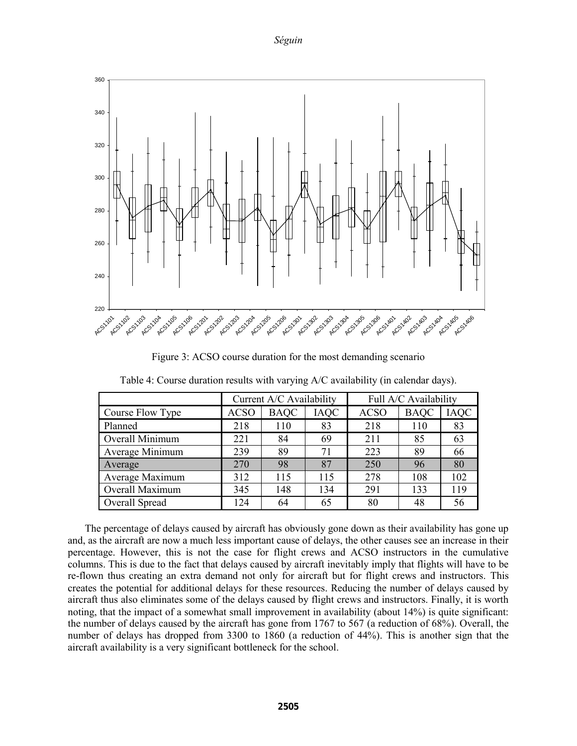Figure 3: ACSO course duration for the most demanding scenario

Table 4: Course duration results with varying A/C availability (in calendar days).

| | Current A/C Availability | | | Full A/C Availability | | |
|---|---|---|---|---|---|---|
| Course Flow Type | ACSO | BAQC | IAQC | ACSO | BAQC | IAQC |
| Planned | 218 | 110 | 83 | 218 | 110 | 83 |
| Overall Minimum | 221 | 84 | 69 | 211 | 85 | 63 |
| Average Minimum | 239 | 89 | 71 | 223 | 89 | 66 |
| Average | 270 | 98 | 87 | 250 | 96 | 80 |
| Average Maximum | 312 | 115 | 115 | 278 | 108 | 102 |
| Overall Maximum | 345 | 148 | 134 | 291 | 133 | 119 |
| Overall Spread | 124 | 64 | 65 | 80 | 48 | 56 |

The percentage of delays caused by aircraft has obviously gone down as their availability has gone up and, as the aircraft are now a much less important cause of delays, the other causes see an increase in their percentage. However, this is not the case for flight crews and ACSO instructors in the cumulative columns. This is due to the fact that delays caused by aircraft inevitably imply that flights will have to be re-flown thus creating an extra demand not only for aircraft but for flight crews and instructors. This creates the potential for additional delays for these resources. Reducing the number of delays caused by aircraft thus also eliminates some of the delays caused by flight crews and instructors. Finally, it is worth noting, that the impact of a somewhat small improvement in availability (about 14%) is quite significant: the number of delays caused by the aircraft has gone from 1767 to 567 (a reduction of 68%). Overall, the number of delays has dropped from 3300 to 1860 (a reduction of 44%). This is another sign that the aircraft availability is a very significant bottleneck for the school.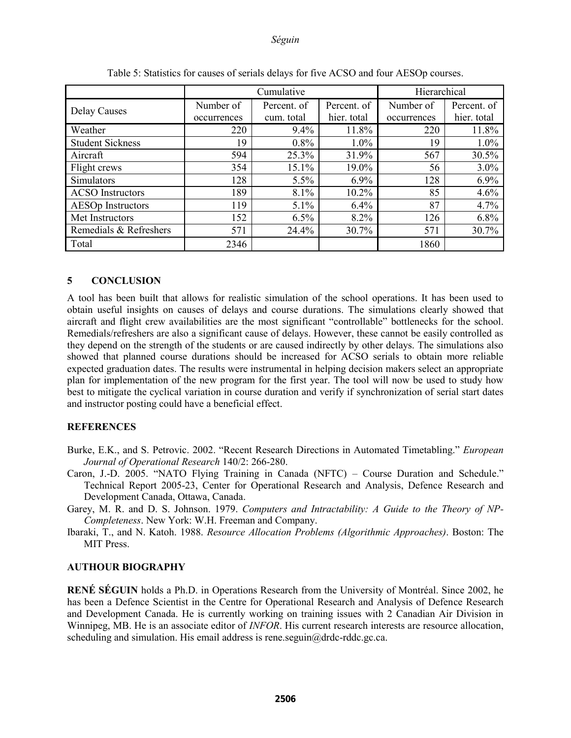Table 5: Statistics for causes of serials delays for five ACSO and four AESOp courses.

| | Cumulative | | | Hierarchical | |
|---|---|---|---|---|---|
| Delay Causes | Number of occurrences | Percent. of cum. total | Percent. of hier. total | Number of occurrences | Percent. of hier. total |
| Weather | 220 | 9.4% | 11.8% | 220 | 11.8% |
| Student Sickness | 19 | 0.8% | 1.0% | 19 | 1.0% |
| Aircraft | 594 | 25.3% | 31.9% | 567 | 30.5% |
| Flight crews | 354 | 15.1% | 19.0% | 56 | 3.0% |
| Simulators | 128 | 5.5% | 6.9% | 128 | 6.9% |
| ACSO Instructors | 189 | 8.1% | 10.2% | 85 | 4.6% |
| AESOp Instructors | 119 | 5.1% | 6.4% | 87 | 4.7% |
| Met Instructors | 152 | 6.5% | 8.2% | 126 | 6.8% |
| Remedials & Refreshers | 571 | 24.4% | 30.7% | 571 | 30.7% |
| Total | 2346 | | | 1860 | |

## 5 CONCLUSION

A tool has been built that allows for realistic simulation of the school operations. It has been used to obtain useful insights on causes of delays and course durations. The simulations clearly showed that aircraft and flight crew availabilities are the most significant "controllable" bottlenecks for the school. Remedials/refreshers are also a significant cause of delays. However, these cannot be easily controlled as they depend on the strength of the students or are caused indirectly by other delays. The simulations also showed that planned course durations should be increased for ACSO serials to obtain more reliable expected graduation dates. The results were instrumental in helping decision makers select an appropriate plan for implementation of the new program for the first year. The tool will now be used to study how best to mitigate the cyclical variation in course duration and verify if synchronization of serial start dates and instructor posting could have a beneficial effect.

## REFERENCES

Burke, E.K., and S. Petrovic. 2002. "Recent Research Directions in Automated Timetabling." *European Journal of Operational Research* 140/2: 266-280.

Caron, J.-D. 2005. "NATO Flying Training in Canada (NFTC) – Course Duration and Schedule." Technical Report 2005-23, Center for Operational Research and Analysis, Defence Research and Development Canada, Ottawa, Canada.

Garey, M. R. and D. S. Johnson. 1979. *Computers and Intractability: A Guide to the Theory of NP-Completeness*. New York: W.H. Freeman and Company.

Ibaraki, T., and N. Katoh. 1988. *Resource Allocation Problems (Algorithmic Approaches)*. Boston: The MIT Press.

## AUTHOUR BIOGRAPHY

**RENÉ SÉGUIN** holds a Ph.D. in Operations Research from the University of Montréal. Since 2002, he has been a Defence Scientist in the Centre for Operational Research and Analysis of Defence Research and Development Canada. He is currently working on training issues with 2 Canadian Air Division in Winnipeg, MB. He is an associate editor of *INFOR*. His current research interests are resource allocation, scheduling and simulation. His email address is rene.seguin@drdc-rddc.gc.ca.